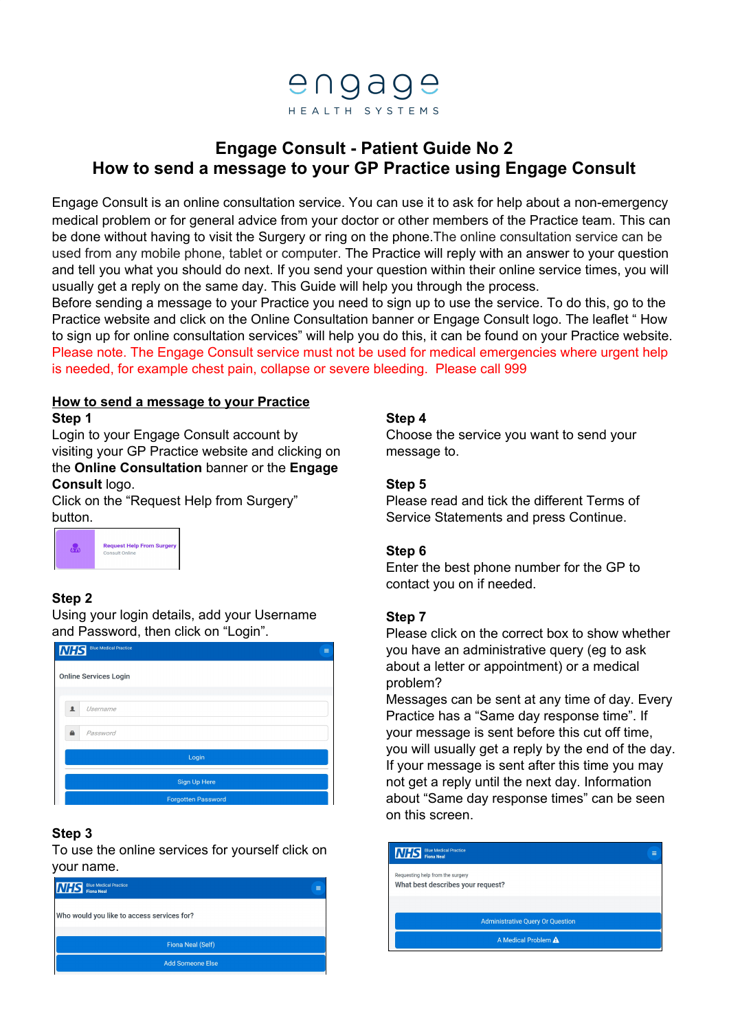engage

HEALTH SYSTEMS

# Engage Consult - Patient Guide No 2
# How to send a message to your GP Practice using Engage Consult

Engage Consult is an online consultation service. You can use it to ask for help about a non-emergency medical problem or for general advice from your doctor or other members of the Practice team. This can be done without having to visit the Surgery or ring on the phone.The online consultation service can be used from any mobile phone, tablet or computer. The Practice will reply with an answer to your question and tell you what you should do next. If you send your question within their online service times, you will usually get a reply on the same day. This Guide will help you through the process.
Before sending a message to your Practice you need to sign up to use the service. To do this, go to the Practice website and click on the Online Consultation banner or Engage Consult logo. The leaflet " How to sign up for online consultation services" will help you do this, it can be found on your Practice website.
Please note. The Engage Consult service must not be used for medical emergencies where urgent help is needed, for example chest pain, collapse or severe bleeding.  Please call 999

## How to send a message to your Practice

**Step 1**
Login to your Engage Consult account by visiting your GP Practice website and clicking on the **Online Consultation** banner or the **Engage Consult** logo.
Click on the "Request Help from Surgery" button.

Request Help From Surgery
Consult Online

**Step 2**
Using your login details, add your Username and Password, then click on "Login".

NHS Blue Medical Practice

Online Services Login

Username
Password
Login
Sign Up Here
Forgotten Password

**Step 3**
To use the online services for yourself click on your name.

NHS Blue Medical Practice
Fiona Neal

Who would you like to access services for?

Fiona Neal (Self)
Add Someone Else

**Step 4**
Choose the service you want to send your message to.

**Step 5**
Please read and tick the different Terms of Service Statements and press Continue.

**Step 6**
Enter the best phone number for the GP to contact you on if needed.

**Step 7**
Please click on the correct box to show whether you have an administrative query (eg to ask about a letter or appointment) or a medical problem?
Messages can be sent at any time of day. Every Practice has a "Same day response time". If your message is sent before this cut off time, you will usually get a reply by the end of the day. If your message is sent after this time you may not get a reply until the next day. Information about "Same day response times" can be seen on this screen.

NHS Blue Medical Practice
Fiona Neal

Requesting help from the surgery
What best describes your request?

Administrative Query Or Question
A Medical Problem ⚠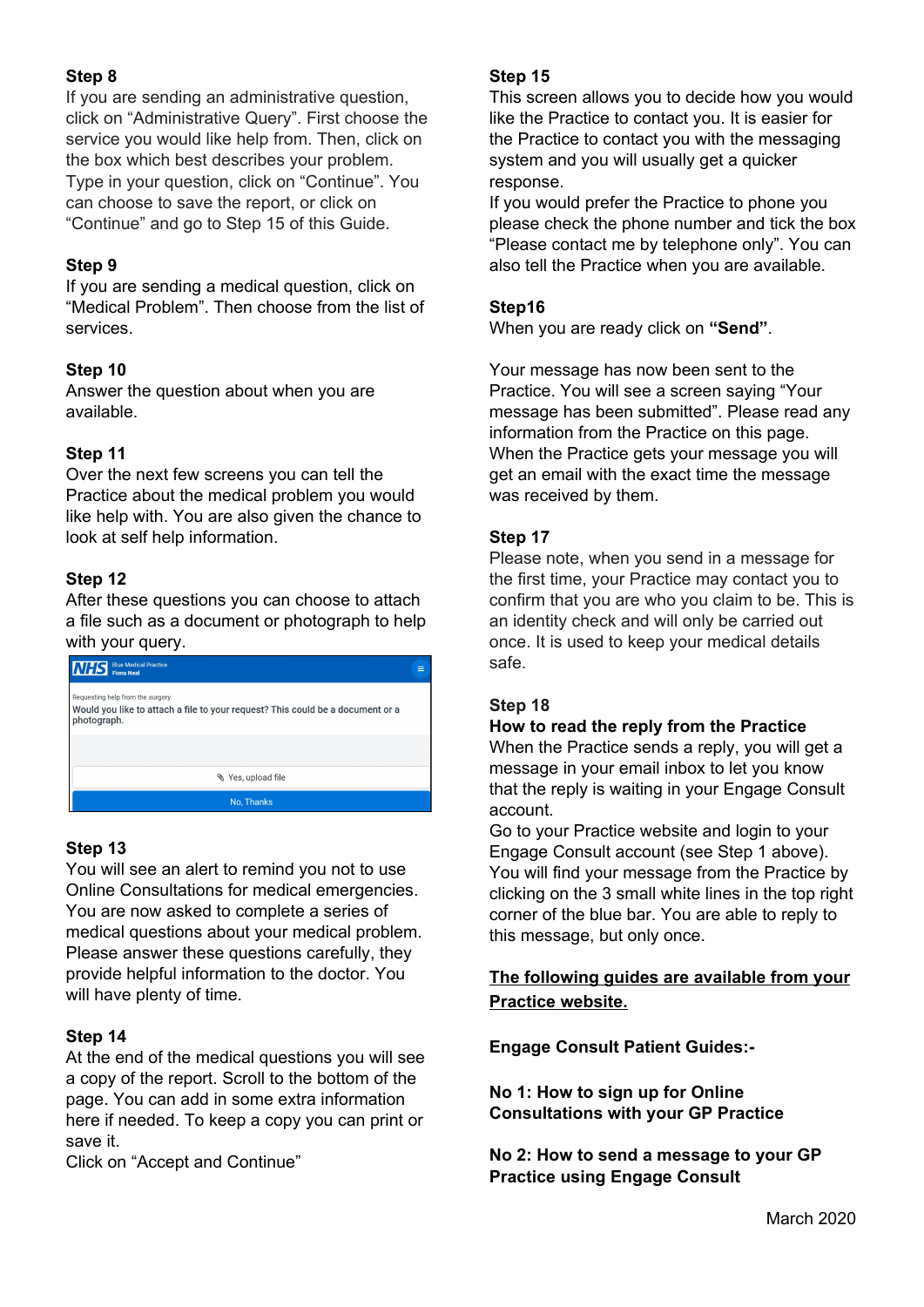**Step 8**

If you are sending an administrative question, click on "Administrative Query". First choose the service you would like help from. Then, click on the box which best describes your problem. Type in your question, click on "Continue". You can choose to save the report, or click on "Continue" and go to Step 15 of this Guide.

**Step 9**

If you are sending a medical question, click on "Medical Problem". Then choose from the list of services.

**Step 10**

Answer the question about when you are available.

**Step 11**

Over the next few screens you can tell the Practice about the medical problem you would like help with. You are also given the chance to look at self help information.

**Step 12**

After these questions you can choose to attach a file such as a document or photograph to help with your query.

NHS Blue Medical Practice
Fiona Neal

Requesting help from the surgery

Would you like to attach a file to your request? This could be a document or a photograph.

Yes, upload file

No, Thanks

**Step 13**

You will see an alert to remind you not to use Online Consultations for medical emergencies. You are now asked to complete a series of medical questions about your medical problem. Please answer these questions carefully, they provide helpful information to the doctor. You will have plenty of time.

**Step 14**

At the end of the medical questions you will see a copy of the report. Scroll to the bottom of the page. You can add in some extra information here if needed. To keep a copy you can print or save it.

Click on "Accept and Continue"

**Step 15**

This screen allows you to decide how you would like the Practice to contact you. It is easier for the Practice to contact you with the messaging system and you will usually get a quicker response.

If you would prefer the Practice to phone you please check the phone number and tick the box "Please contact me by telephone only". You can also tell the Practice when you are available.

**Step16**

When you are ready click on **"Send"**.

Your message has now been sent to the Practice. You will see a screen saying "Your message has been submitted". Please read any information from the Practice on this page. When the Practice gets your message you will get an email with the exact time the message was received by them.

**Step 17**

Please note, when you send in a message for the first time, your Practice may contact you to confirm that you are who you claim to be. This is an identity check and will only be carried out once. It is used to keep your medical details safe.

**Step 18**

**How to read the reply from the Practice**

When the Practice sends a reply, you will get a message in your email inbox to let you know that the reply is waiting in your Engage Consult account.

Go to your Practice website and login to your Engage Consult account (see Step 1 above). You will find your message from the Practice by clicking on the 3 small white lines in the top right corner of the blue bar. You are able to reply to this message, but only once.

**The following guides are available from your Practice website.**

**Engage Consult Patient Guides:-**

**No 1: How to sign up for Online Consultations with your GP Practice**

**No 2: How to send a message to your GP Practice using Engage Consult**

March 2020